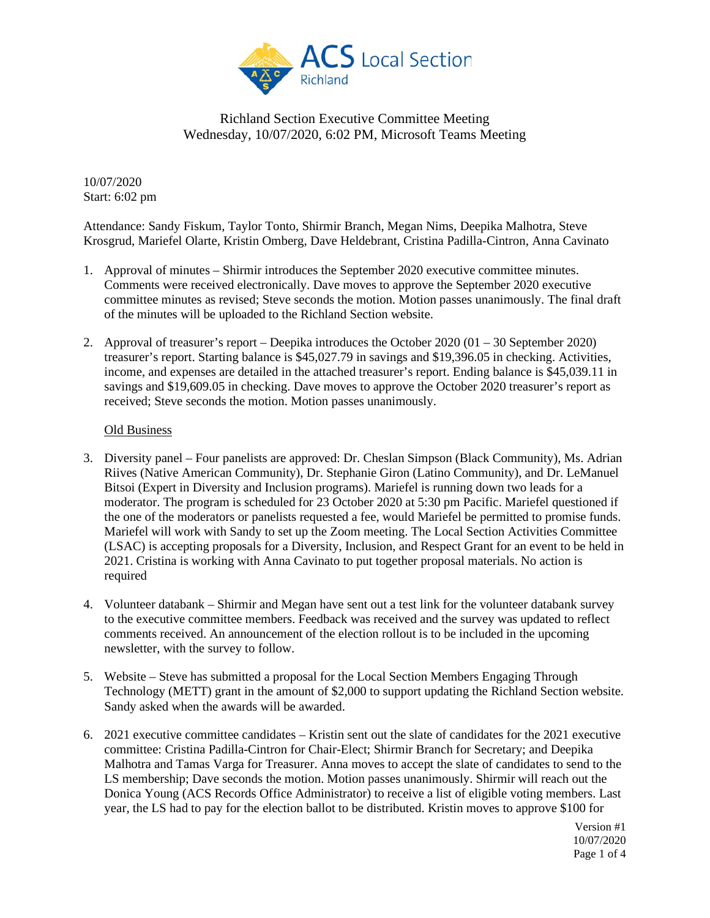Richland Section Executive Committee Meeting
Wednesday, 10/07/2020, 6:02 PM, Microsoft Teams Meeting

10/07/2020
Start: 6:02 pm

Attendance: Sandy Fiskum, Taylor Tonto, Shirmir Branch, Megan Nims, Deepika Malhotra, Steve Krosgrud, Mariefel Olarte, Kristin Omberg, Dave Heldebrant, Cristina Padilla-Cintron, Anna Cavinato

1. Approval of minutes – Shirmir introduces the September 2020 executive committee minutes. Comments were received electronically. Dave moves to approve the September 2020 executive committee minutes as revised; Steve seconds the motion. Motion passes unanimously. The final draft of the minutes will be uploaded to the Richland Section website.

2. Approval of treasurer's report – Deepika introduces the October 2020 (01 – 30 September 2020) treasurer's report. Starting balance is $45,027.79 in savings and $19,396.05 in checking. Activities, income, and expenses are detailed in the attached treasurer's report. Ending balance is $45,039.11 in savings and $19,609.05 in checking. Dave moves to approve the October 2020 treasurer's report as received; Steve seconds the motion. Motion passes unanimously.

Old Business

3. Diversity panel – Four panelists are approved: Dr. Cheslan Simpson (Black Community), Ms. Adrian Riives (Native American Community), Dr. Stephanie Giron (Latino Community), and Dr. LeManuel Bitsoi (Expert in Diversity and Inclusion programs). Mariefel is running down two leads for a moderator. The program is scheduled for 23 October 2020 at 5:30 pm Pacific. Mariefel questioned if the one of the moderators or panelists requested a fee, would Mariefel be permitted to promise funds. Mariefel will work with Sandy to set up the Zoom meeting. The Local Section Activities Committee (LSAC) is accepting proposals for a Diversity, Inclusion, and Respect Grant for an event to be held in 2021. Cristina is working with Anna Cavinato to put together proposal materials. No action is required

4. Volunteer databank – Shirmir and Megan have sent out a test link for the volunteer databank survey to the executive committee members. Feedback was received and the survey was updated to reflect comments received. An announcement of the election rollout is to be included in the upcoming newsletter, with the survey to follow.

5. Website – Steve has submitted a proposal for the Local Section Members Engaging Through Technology (METT) grant in the amount of $2,000 to support updating the Richland Section website. Sandy asked when the awards will be awarded.

6. 2021 executive committee candidates – Kristin sent out the slate of candidates for the 2021 executive committee: Cristina Padilla-Cintron for Chair-Elect; Shirmir Branch for Secretary; and Deepika Malhotra and Tamas Varga for Treasurer. Anna moves to accept the slate of candidates to send to the LS membership; Dave seconds the motion. Motion passes unanimously. Shirmir will reach out the Donica Young (ACS Records Office Administrator) to receive a list of eligible voting members. Last year, the LS had to pay for the election ballot to be distributed. Kristin moves to approve $100 for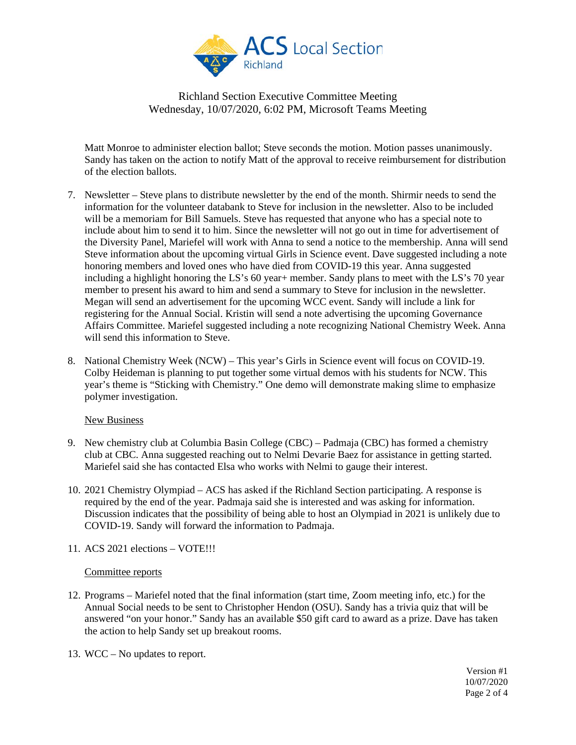Richland Section Executive Committee Meeting
Wednesday, 10/07/2020, 6:02 PM, Microsoft Teams Meeting

Matt Monroe to administer election ballot; Steve seconds the motion. Motion passes unanimously. Sandy has taken on the action to notify Matt of the approval to receive reimbursement for distribution of the election ballots.

7. Newsletter – Steve plans to distribute newsletter by the end of the month. Shirmir needs to send the information for the volunteer databank to Steve for inclusion in the newsletter. Also to be included will be a memoriam for Bill Samuels. Steve has requested that anyone who has a special note to include about him to send it to him. Since the newsletter will not go out in time for advertisement of the Diversity Panel, Mariefel will work with Anna to send a notice to the membership. Anna will send Steve information about the upcoming virtual Girls in Science event. Dave suggested including a note honoring members and loved ones who have died from COVID-19 this year. Anna suggested including a highlight honoring the LS's 60 year+ member. Sandy plans to meet with the LS's 70 year member to present his award to him and send a summary to Steve for inclusion in the newsletter. Megan will send an advertisement for the upcoming WCC event. Sandy will include a link for registering for the Annual Social. Kristin will send a note advertising the upcoming Governance Affairs Committee. Mariefel suggested including a note recognizing National Chemistry Week. Anna will send this information to Steve.

8. National Chemistry Week (NCW) – This year's Girls in Science event will focus on COVID-19. Colby Heideman is planning to put together some virtual demos with his students for NCW. This year's theme is "Sticking with Chemistry." One demo will demonstrate making slime to emphasize polymer investigation.

New Business

9. New chemistry club at Columbia Basin College (CBC) – Padmaja (CBC) has formed a chemistry club at CBC. Anna suggested reaching out to Nelmi Devarie Baez for assistance in getting started. Mariefel said she has contacted Elsa who works with Nelmi to gauge their interest.

10. 2021 Chemistry Olympiad – ACS has asked if the Richland Section participating. A response is required by the end of the year. Padmaja said she is interested and was asking for information. Discussion indicates that the possibility of being able to host an Olympiad in 2021 is unlikely due to COVID-19. Sandy will forward the information to Padmaja.

11. ACS 2021 elections – VOTE!!!

Committee reports

12. Programs – Mariefel noted that the final information (start time, Zoom meeting info, etc.) for the Annual Social needs to be sent to Christopher Hendon (OSU). Sandy has a trivia quiz that will be answered "on your honor." Sandy has an available $50 gift card to award as a prize. Dave has taken the action to help Sandy set up breakout rooms.

13. WCC – No updates to report.

Version #1
10/07/2020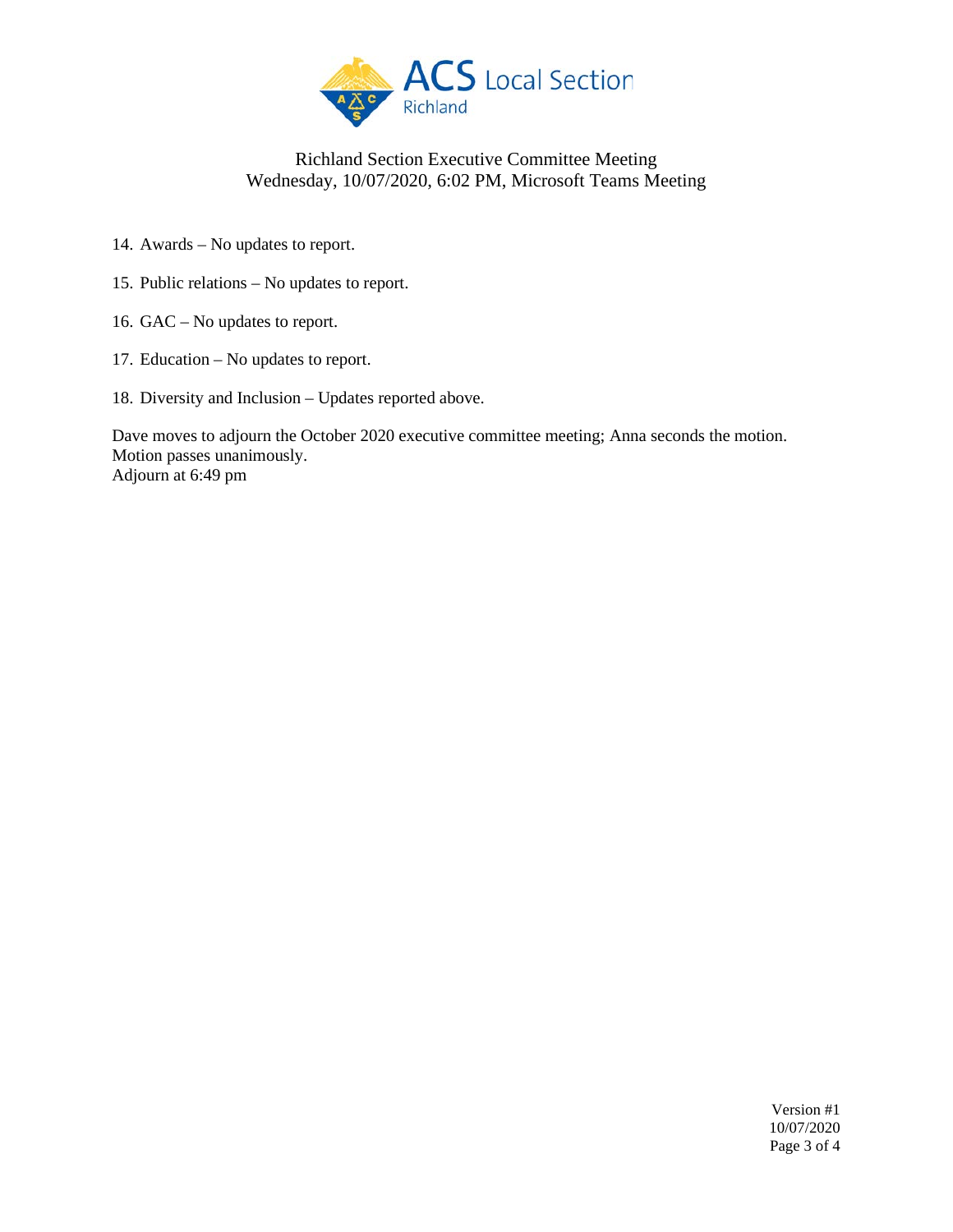14. Awards – No updates to report.

15. Public relations – No updates to report.

16. GAC – No updates to report.

17. Education – No updates to report.

18. Diversity and Inclusion – Updates reported above.

Dave moves to adjourn the October 2020 executive committee meeting; Anna seconds the motion.
Motion passes unanimously.
Adjourn at 6:49 pm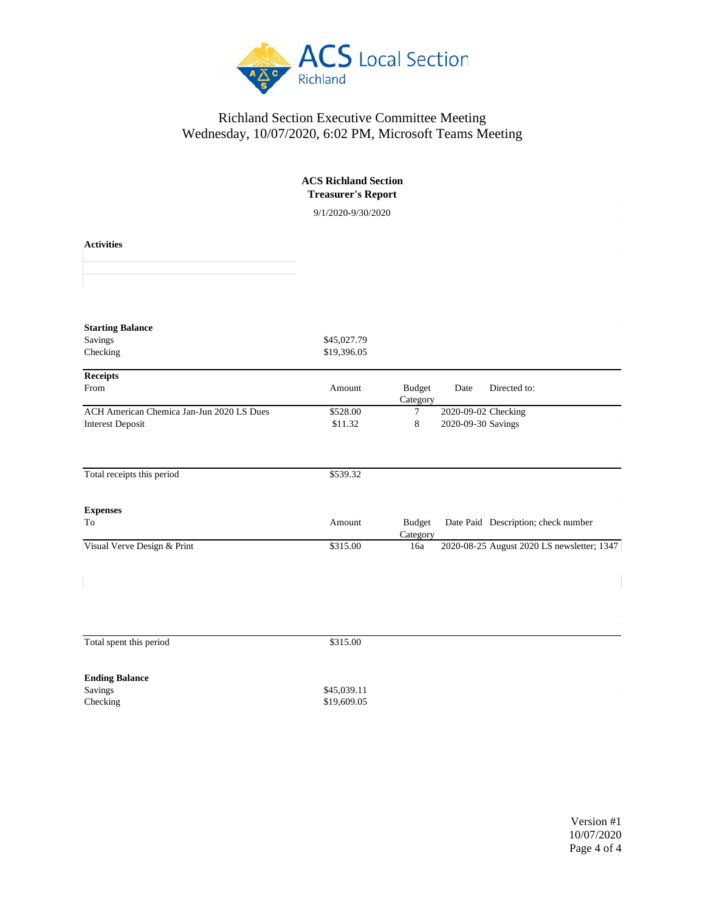ACS Local Section Richland

# Richland Section Executive Committee Meeting
Wednesday, 10/07/2020, 6:02 PM, Microsoft Teams Meeting

## ACS Richland Section
## Treasurer's Report

9/1/2020-9/30/2020

**Activities**

**Starting Balance**

| | |
|---|---|
| Savings | $45,027.79 |
| Checking | $19,396.05 |

**Receipts**

| From | Amount | Budget Category | Date | Directed to: |
|---|---|---|---|---|
| ACH American Chemica Jan-Jun 2020 LS Dues | $528.00 | 7 | 2020-09-02 | Checking |
| Interest Deposit | $11.32 | 8 | 2020-09-30 | Savings |
| Total receipts this period | $539.32 | | | |

**Expenses**

| To | Amount | Budget Category | Date Paid | Description; check number |
|---|---|---|---|---|
| Visual Verve Design & Print | $315.00 | 16a | 2020-08-25 | August 2020 LS newsletter; 1347 |
| Total spent this period | $315.00 | | | |

**Ending Balance**

| | |
|---|---|
| Savings | $45,039.11 |
| Checking | $19,609.05 |

Version #1
10/07/2020